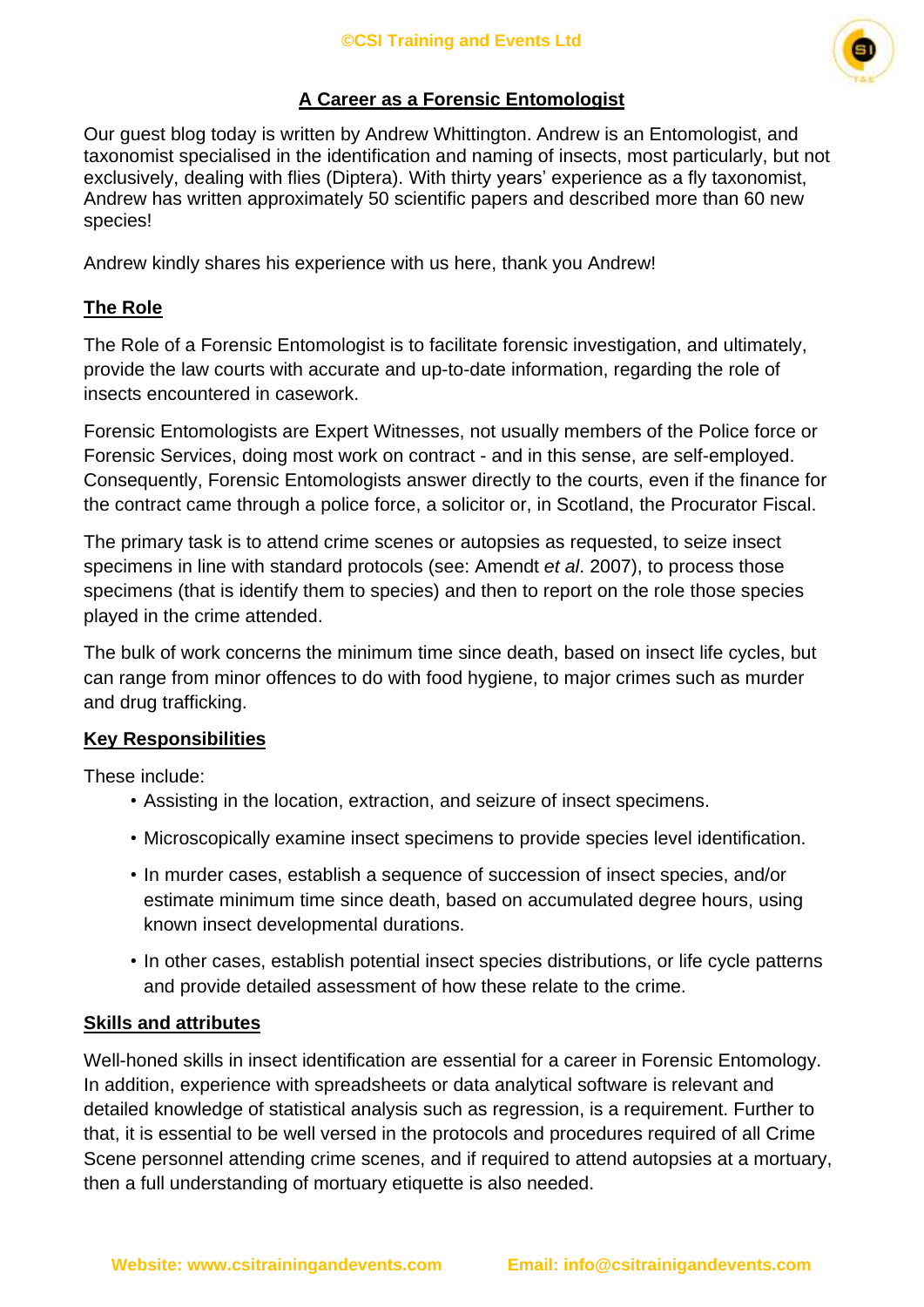# A Career as a Forensic Entomologist

Our guest blog today is written by Andrew Whittington. Andrew is an Entomologist, and taxonomist specialised in the identification and naming of insects, most particularly, but not exclusively, dealing with flies (Diptera). With thirty years' experience as a fly taxonomist, Andrew has written approximately 50 scientific papers and described more than 60 new species!

Andrew kindly shares his experience with us here, thank you Andrew!

## The Role

The Role of a Forensic Entomologist is to facilitate forensic investigation, and ultimately, provide the law courts with accurate and up-to-date information, regarding the role of insects encountered in casework.

Forensic Entomologists are Expert Witnesses, not usually members of the Police force or Forensic Services, doing most work on contract - and in this sense, are self-employed. Consequently, Forensic Entomologists answer directly to the courts, even if the finance for the contract came through a police force, a solicitor or, in Scotland, the Procurator Fiscal.

The primary task is to attend crime scenes or autopsies as requested, to seize insect specimens in line with standard protocols (see: Amendt *et al*. 2007), to process those specimens (that is identify them to species) and then to report on the role those species played in the crime attended.

The bulk of work concerns the minimum time since death, based on insect life cycles, but can range from minor offences to do with food hygiene, to major crimes such as murder and drug trafficking.

## Key Responsibilities

These include:

- Assisting in the location, extraction, and seizure of insect specimens.
- Microscopically examine insect specimens to provide species level identification.
- In murder cases, establish a sequence of succession of insect species, and/or estimate minimum time since death, based on accumulated degree hours, using known insect developmental durations.
- In other cases, establish potential insect species distributions, or life cycle patterns and provide detailed assessment of how these relate to the crime.

## Skills and attributes

Well-honed skills in insect identification are essential for a career in Forensic Entomology. In addition, experience with spreadsheets or data analytical software is relevant and detailed knowledge of statistical analysis such as regression, is a requirement. Further to that, it is essential to be well versed in the protocols and procedures required of all Crime Scene personnel attending crime scenes, and if required to attend autopsies at a mortuary, then a full understanding of mortuary etiquette is also needed.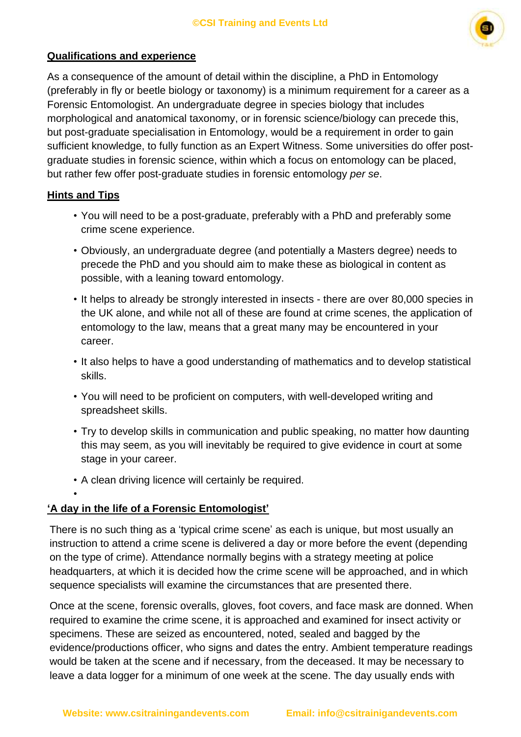## Qualifications and experience

As a consequence of the amount of detail within the discipline, a PhD in Entomology (preferably in fly or beetle biology or taxonomy) is a minimum requirement for a career as a Forensic Entomologist. An undergraduate degree in species biology that includes morphological and anatomical taxonomy, or in forensic science/biology can precede this, but post-graduate specialisation in Entomology, would be a requirement in order to gain sufficient knowledge, to fully function as an Expert Witness. Some universities do offer post-graduate studies in forensic science, within which a focus on entomology can be placed, but rather few offer post-graduate studies in forensic entomology *per se*.

## Hints and Tips

- You will need to be a post-graduate, preferably with a PhD and preferably some crime scene experience.
- Obviously, an undergraduate degree (and potentially a Masters degree) needs to precede the PhD and you should aim to make these as biological in content as possible, with a leaning toward entomology.
- It helps to already be strongly interested in insects - there are over 80,000 species in the UK alone, and while not all of these are found at crime scenes, the application of entomology to the law, means that a great many may be encountered in your career.
- It also helps to have a good understanding of mathematics and to develop statistical skills.
- You will need to be proficient on computers, with well-developed writing and spreadsheet skills.
- Try to develop skills in communication and public speaking, no matter how daunting this may seem, as you will inevitably be required to give evidence in court at some stage in your career.
- A clean driving licence will certainly be required.

## 'A day in the life of a Forensic Entomologist'

There is no such thing as a 'typical crime scene' as each is unique, but most usually an instruction to attend a crime scene is delivered a day or more before the event (depending on the type of crime). Attendance normally begins with a strategy meeting at police headquarters, at which it is decided how the crime scene will be approached, and in which sequence specialists will examine the circumstances that are presented there.

Once at the scene, forensic overalls, gloves, foot covers, and face mask are donned. When required to examine the crime scene, it is approached and examined for insect activity or specimens. These are seized as encountered, noted, sealed and bagged by the evidence/productions officer, who signs and dates the entry. Ambient temperature readings would be taken at the scene and if necessary, from the deceased. It may be necessary to leave a data logger for a minimum of one week at the scene. The day usually ends with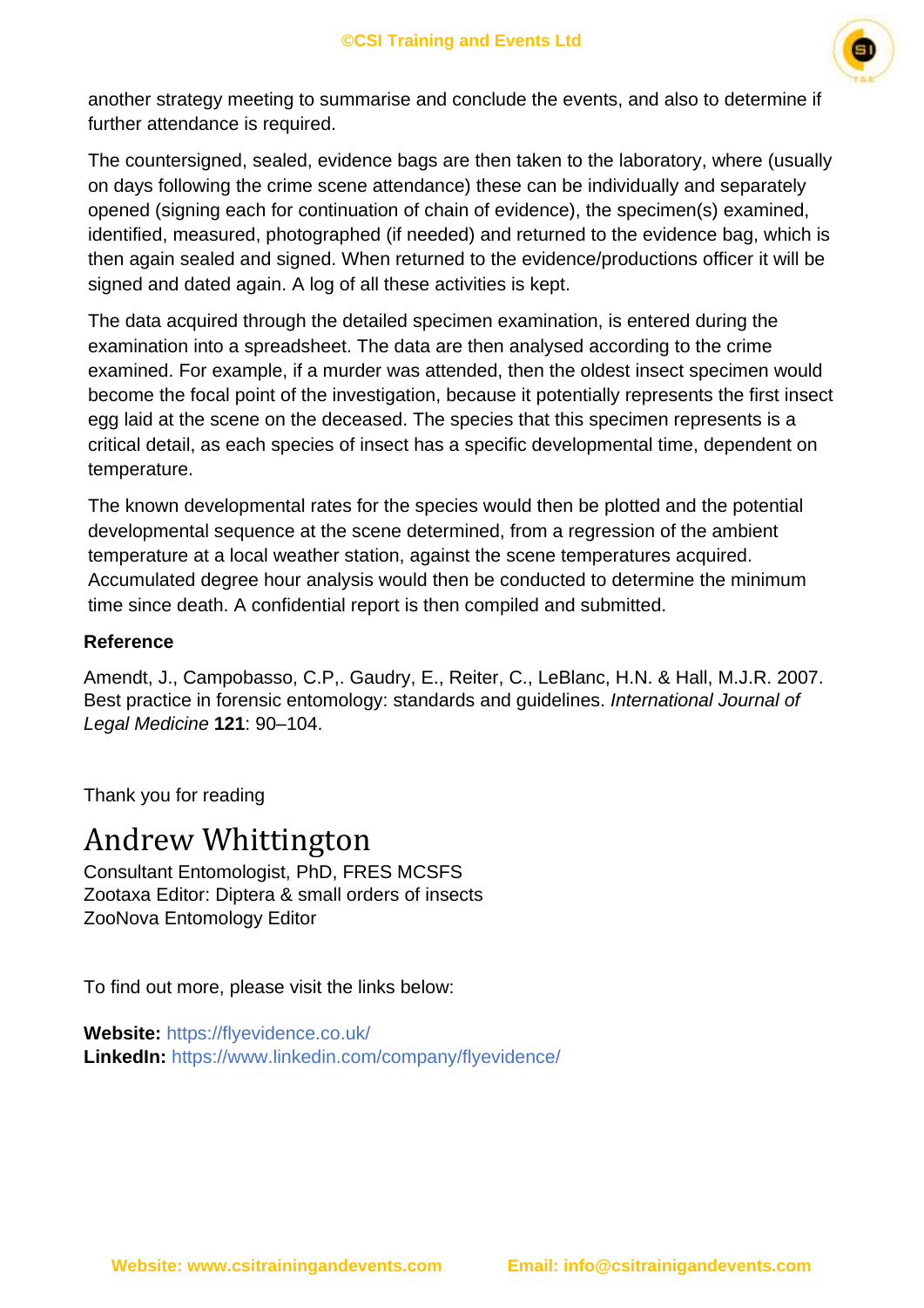another strategy meeting to summarise and conclude the events, and also to determine if further attendance is required.

The countersigned, sealed, evidence bags are then taken to the laboratory, where (usually on days following the crime scene attendance) these can be individually and separately opened (signing each for continuation of chain of evidence), the specimen(s) examined, identified, measured, photographed (if needed) and returned to the evidence bag, which is then again sealed and signed. When returned to the evidence/productions officer it will be signed and dated again. A log of all these activities is kept.

The data acquired through the detailed specimen examination, is entered during the examination into a spreadsheet. The data are then analysed according to the crime examined. For example, if a murder was attended, then the oldest insect specimen would become the focal point of the investigation, because it potentially represents the first insect egg laid at the scene on the deceased. The species that this specimen represents is a critical detail, as each species of insect has a specific developmental time, dependent on temperature.

The known developmental rates for the species would then be plotted and the potential developmental sequence at the scene determined, from a regression of the ambient temperature at a local weather station, against the scene temperatures acquired. Accumulated degree hour analysis would then be conducted to determine the minimum time since death. A confidential report is then compiled and submitted.

**Reference**

Amendt, J., Campobasso, C.P,. Gaudry, E., Reiter, C., LeBlanc, H.N. & Hall, M.J.R. 2007. Best practice in forensic entomology: standards and guidelines. *International Journal of Legal Medicine* **121**: 90–104.

Thank you for reading

# Andrew Whittington

Consultant Entomologist, PhD, FRES MCSFS
Zootaxa Editor: Diptera & small orders of insects
ZooNova Entomology Editor

To find out more, please visit the links below:

**Website:** https://flyevidence.co.uk/
**LinkedIn:** https://www.linkedin.com/company/flyevidence/